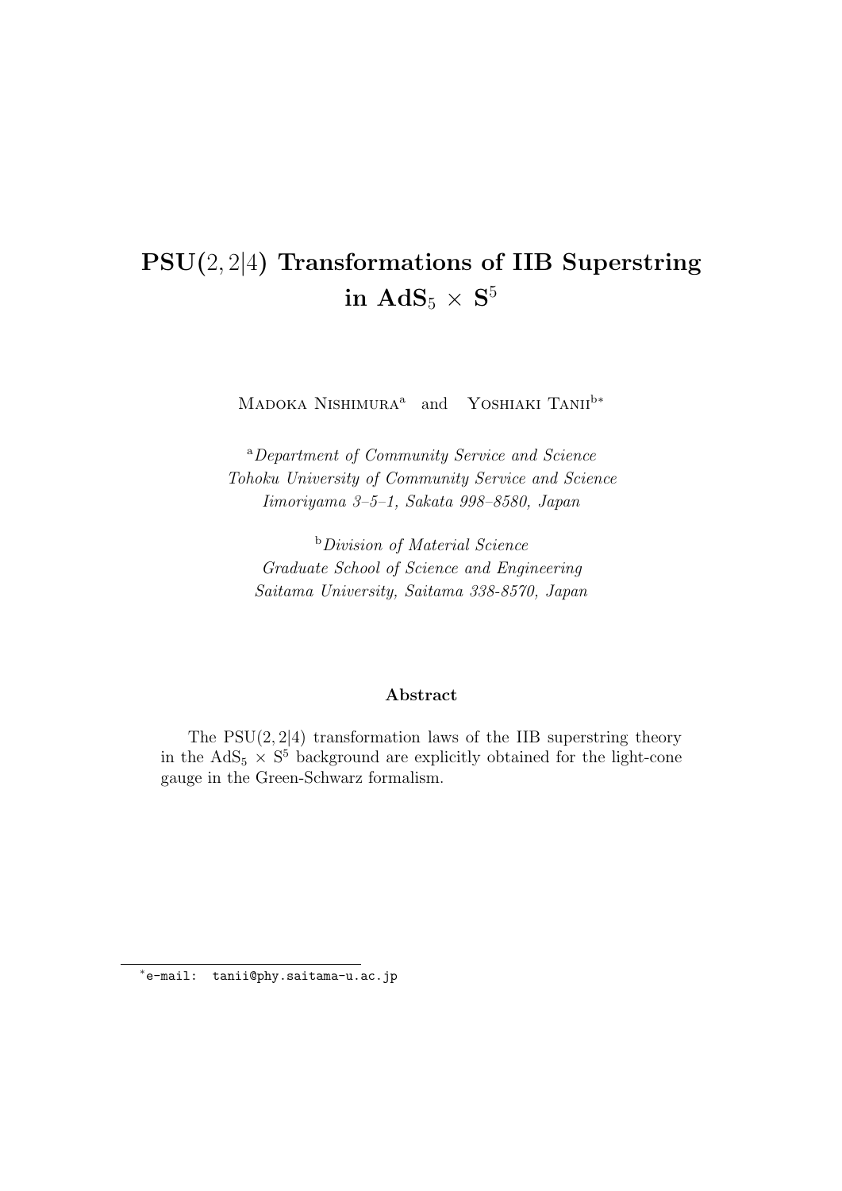# PSU(2, 2|4) Transformations of IIB Superstring in $\mathbf{AdS}_5 \times \mathbf{S}^5$

Madoka Nishimura[a] and Yoshiaki Tanii[b*]

[a]*Department of Community Service and Science*
*Tohoku University of Community Service and Science*
*Iimoriyama 3–5–1, Sakata 998–8580, Japan*

[b]*Division of Material Science*
*Graduate School of Science and Engineering*
*Saitama University, Saitama 338-8570, Japan*

**Abstract**

The PSU(2, 2|4) transformation laws of the IIB superstring theory in the $\mathrm{AdS}_5 \times \mathrm{S}^5$ background are explicitly obtained for the light-cone gauge in the Green-Schwarz formalism.

---

[*] e-mail: tanii@phy.saitama-u.ac.jp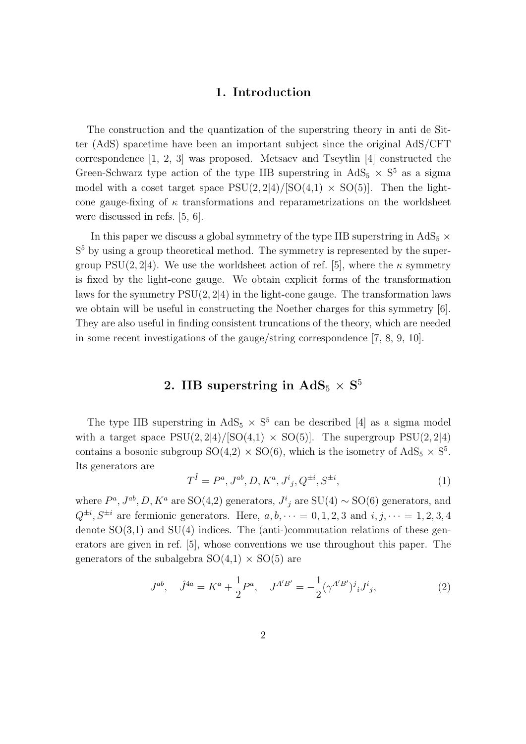## 1. Introduction

The construction and the quantization of the superstring theory in anti de Sitter (AdS) spacetime have been an important subject since the original AdS/CFT correspondence [1, 2, 3] was proposed. Metsaev and Tseytlin [4] constructed the Green-Schwarz type action of the type IIB superstring in $\mathrm{AdS}_5 \times \mathrm{S}^5$ as a sigma model with a coset target space $\mathrm{PSU}(2,2|4)/[\mathrm{SO}(4,1) \times \mathrm{SO}(5)]$. Then the light-cone gauge-fixing of $\kappa$ transformations and reparametrizations on the worldsheet were discussed in refs. [5, 6].

In this paper we discuss a global symmetry of the type IIB superstring in $\mathrm{AdS}_5 \times \mathrm{S}^5$ by using a group theoretical method. The symmetry is represented by the supergroup $\mathrm{PSU}(2,2|4)$. We use the worldsheet action of ref. [5], where the $\kappa$ symmetry is fixed by the light-cone gauge. We obtain explicit forms of the transformation laws for the symmetry $\mathrm{PSU}(2,2|4)$ in the light-cone gauge. The transformation laws we obtain will be useful in constructing the Noether charges for this symmetry [6]. They are also useful in finding consistent truncations of the theory, which are needed in some recent investigations of the gauge/string correspondence [7, 8, 9, 10].

## 2. IIB superstring in $\mathrm{AdS}_5 \times \mathrm{S}^5$

The type IIB superstring in $\mathrm{AdS}_5 \times \mathrm{S}^5$ can be described [4] as a sigma model with a target space $\mathrm{PSU}(2,2|4)/[\mathrm{SO}(4,1) \times \mathrm{SO}(5)]$. The supergroup $\mathrm{PSU}(2,2|4)$ contains a bosonic subgroup $\mathrm{SO}(4,2) \times \mathrm{SO}(6)$, which is the isometry of $\mathrm{AdS}_5 \times \mathrm{S}^5$. Its generators are

$$T^{\hat{I}} = P^a, J^{ab}, D, K^a, J^i{}_j, Q^{\pm i}, S^{\pm i}, \tag{1}$$

where $P^a, J^{ab}, D, K^a$ are SO(4,2) generators, $J^i{}_j$ are $\mathrm{SU}(4) \sim \mathrm{SO}(6)$ generators, and $Q^{\pm i}, S^{\pm i}$ are fermionic generators. Here, $a, b, \cdots = 0, 1, 2, 3$ and $i, j, \cdots = 1, 2, 3, 4$ denote SO(3,1) and SU(4) indices. The (anti-)commutation relations of these generators are given in ref. [5], whose conventions we use throughout this paper. The generators of the subalgebra $\mathrm{SO}(4,1) \times \mathrm{SO}(5)$ are

$$J^{ab}, \quad \hat{J}^{4a} = K^a + \frac{1}{2}P^a, \quad J^{A'B'} = -\frac{1}{2}(\gamma^{A'B'})^j{}_i J^i{}_j, \tag{2}$$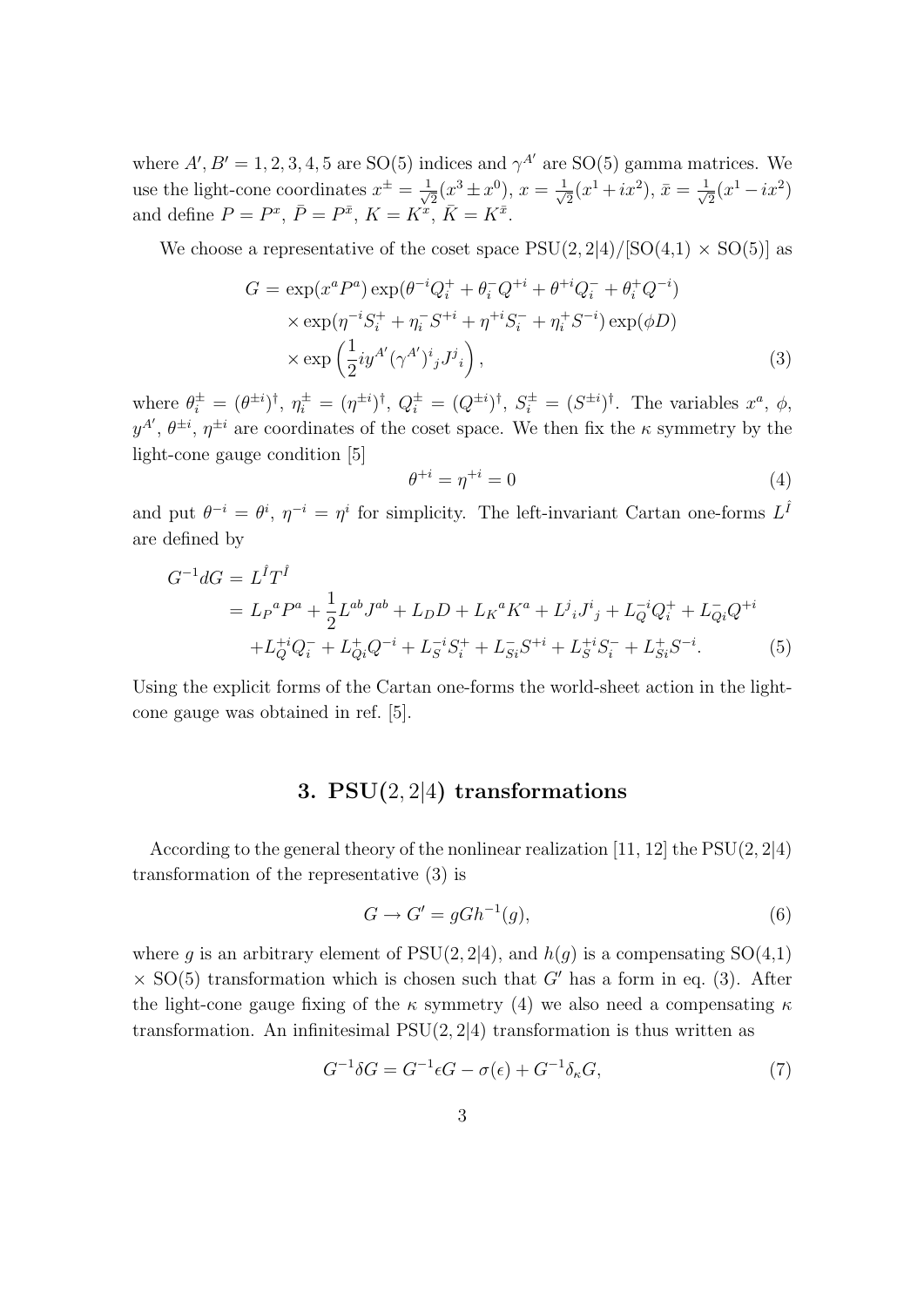where $A', B' = 1, 2, 3, 4, 5$ are SO(5) indices and $\gamma^{A'}$ are SO(5) gamma matrices. We use the light-cone coordinates $x^\pm = \frac{1}{\sqrt{2}}(x^3 \pm x^0)$, $x = \frac{1}{\sqrt{2}}(x^1 + ix^2)$, $\bar{x} = \frac{1}{\sqrt{2}}(x^1 - ix^2)$ and define $P = P^x$, $\bar{P} = P^{\bar{x}}$, $K = K^x$, $\bar{K} = K^{\bar{x}}$.

We choose a representative of the coset space PSU(2, 2|4)/[SO(4,1) × SO(5)] as

$$
\begin{aligned}
G = {} & \exp(x^a P^a) \exp(\theta^{-i} Q_i^+ + \theta_i^- Q^{+i} + \theta^{+i} Q_i^- + \theta_i^+ Q^{-i}) \\
& \times \exp(\eta^{-i} S_i^+ + \eta_i^- S^{+i} + \eta^{+i} S_i^- + \eta_i^+ S^{-i}) \exp(\phi D) \\
& \times \exp\left(\frac{1}{2} i y^{A'} (\gamma^{A'})^i{}_j J^j{}_i\right),
\end{aligned} \tag{3}
$$

where $\theta_i^\pm = (\theta^{\pm i})^\dagger$, $\eta_i^\pm = (\eta^{\pm i})^\dagger$, $Q_i^\pm = (Q^{\pm i})^\dagger$, $S_i^\pm = (S^{\pm i})^\dagger$. The variables $x^a$, $\phi$, $y^{A'}$, $\theta^{\pm i}$, $\eta^{\pm i}$ are coordinates of the coset space. We then fix the $\kappa$ symmetry by the light-cone gauge condition [5]

$$
\theta^{+i} = \eta^{+i} = 0 \tag{4}
$$

and put $\theta^{-i} = \theta^i$, $\eta^{-i} = \eta^i$ for simplicity. The left-invariant Cartan one-forms $L^{\hat{I}}$ are defined by

$$
\begin{aligned}
G^{-1} dG = {} & L^{\hat{I}} T^{\hat{I}} \\
= {} & L_P{}^a P^a + \frac{1}{2} L^{ab} J^{ab} + L_D D + L_K{}^a K^a + L^j{}_i J^i{}_j + L_Q^{-i} Q_i^+ + L_{Qi}^- Q^{+i} \\
& + L_Q^{+i} Q_i^- + L_{Qi}^+ Q^{-i} + L_S^{-i} S_i^+ + L_{Si}^- S^{+i} + L_S^{+i} S_i^- + L_{Si}^+ S^{-i}.
\end{aligned} \tag{5}
$$

Using the explicit forms of the Cartan one-forms the world-sheet action in the light-cone gauge was obtained in ref. [5].

## 3. PSU(2, 2|4) transformations

According to the general theory of the nonlinear realization [11, 12] the PSU(2, 2|4) transformation of the representative (3) is

$$
G \to G' = g G h^{-1}(g), \tag{6}
$$

where $g$ is an arbitrary element of PSU(2, 2|4), and $h(g)$ is a compensating SO(4,1) × SO(5) transformation which is chosen such that $G'$ has a form in eq. (3). After the light-cone gauge fixing of the $\kappa$ symmetry (4) we also need a compensating $\kappa$ transformation. An infinitesimal PSU(2, 2|4) transformation is thus written as

$$
G^{-1} \delta G = G^{-1} \epsilon G - \sigma(\epsilon) + G^{-1} \delta_\kappa G, \tag{7}
$$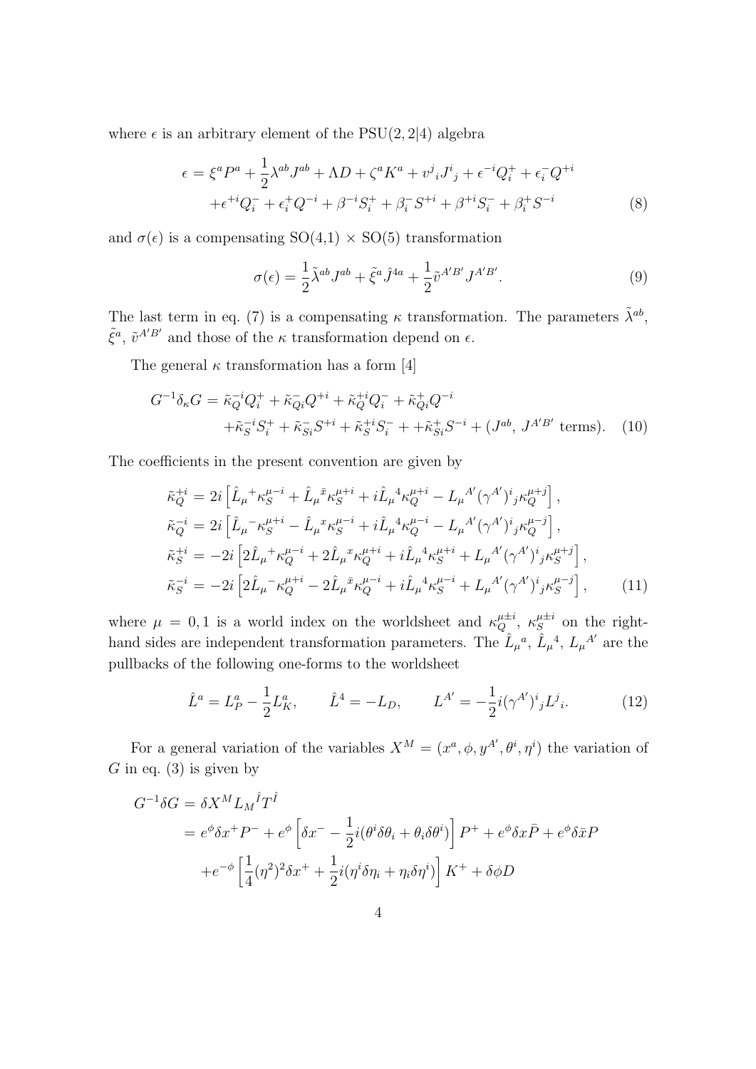where $\epsilon$ is an arbitrary element of the PSU(2, 2|4) algebra

$$
\begin{aligned}
\epsilon = \xi^a P^a + \frac{1}{2}\lambda^{ab} J^{ab} + \Lambda D + \zeta^a K^a + v^j{}_i J^i{}_j + \epsilon^{-i} Q^+_i + \epsilon^-_i Q^{+i} \\
+ \epsilon^{+i} Q^-_i + \epsilon^+_i Q^{-i} + \beta^{-i} S^+_i + \beta^-_i S^{+i} + \beta^{+i} S^-_i + \beta^+_i S^{-i}
\end{aligned} \tag{8}
$$

and $\sigma(\epsilon)$ is a compensating SO(4,1) $\times$ SO(5) transformation

$$
\sigma(\epsilon) = \frac{1}{2}\tilde{\lambda}^{ab} J^{ab} + \tilde{\xi}^a \hat{J}^{4a} + \frac{1}{2}\tilde{v}^{A'B'} J^{A'B'}. \tag{9}
$$

The last term in eq. (7) is a compensating $\kappa$ transformation. The parameters $\tilde{\lambda}^{ab}$, $\tilde{\xi}^a$, $\tilde{v}^{A'B'}$ and those of the $\kappa$ transformation depend on $\epsilon$.

The general $\kappa$ transformation has a form [4]

$$
\begin{aligned}
G^{-1}\delta_\kappa G = \tilde{\kappa}^{-i}_Q Q^+_i + \tilde{\kappa}^-_{Qi} Q^{+i} + \tilde{\kappa}^{+i}_Q Q^-_i + \tilde{\kappa}^+_{Qi} Q^{-i} \\
+ \tilde{\kappa}^{-i}_S S^+_i + \tilde{\kappa}^-_{Si} S^{+i} + \tilde{\kappa}^{+i}_S S^-_i + + \tilde{\kappa}^+_{Si} S^{-i} + (J^{ab},\ J^{A'B'} \text{ terms}).
\end{aligned} \tag{10}
$$

The coefficients in the present convention are given by

$$
\begin{aligned}
\tilde{\kappa}^{+i}_Q &= 2i\left[\hat{L}_\mu{}^+ \kappa^{\mu-i}_S + \hat{L}_\mu{}^{\bar{x}} \kappa^{\mu+i}_S + i\hat{L}_\mu{}^4 \kappa^{\mu+i}_Q - L_\mu{}^{A'} (\gamma^{A'})^i{}_j \kappa^{\mu+j}_Q\right], \\
\tilde{\kappa}^{-i}_Q &= 2i\left[\hat{L}_\mu{}^- \kappa^{\mu+i}_S - \hat{L}_\mu{}^{x} \kappa^{\mu-i}_S + i\hat{L}_\mu{}^4 \kappa^{\mu-i}_Q - L_\mu{}^{A'} (\gamma^{A'})^i{}_j \kappa^{\mu-j}_Q\right], \\
\tilde{\kappa}^{+i}_S &= -2i\left[2\hat{L}_\mu{}^+ \kappa^{\mu-i}_Q + 2\hat{L}_\mu{}^{x} \kappa^{\mu+i}_Q + i\hat{L}_\mu{}^4 \kappa^{\mu+i}_S + L_\mu{}^{A'} (\gamma^{A'})^i{}_j \kappa^{\mu+j}_S\right], \\
\tilde{\kappa}^{-i}_S &= -2i\left[2\hat{L}_\mu{}^- \kappa^{\mu+i}_Q - 2\hat{L}_\mu{}^{\bar{x}} \kappa^{\mu-i}_Q + i\hat{L}_\mu{}^4 \kappa^{\mu-i}_S + L_\mu{}^{A'} (\gamma^{A'})^i{}_j \kappa^{\mu-j}_S\right],
\end{aligned} \tag{11}
$$

where $\mu = 0, 1$ is a world index on the worldsheet and $\kappa^{\mu\pm i}_Q$, $\kappa^{\mu\pm i}_S$ on the right-hand sides are independent transformation parameters. The $\hat{L}_\mu{}^a$, $\hat{L}_\mu{}^4$, $L_\mu{}^{A'}$ are the pullbacks of the following one-forms to the worldsheet

$$
\hat{L}^a = L^a_P - \frac{1}{2}L^a_K, \qquad \hat{L}^4 = -L_D, \qquad L^{A'} = -\frac{1}{2}i(\gamma^{A'})^i{}_j L^j{}_i. \tag{12}
$$

For a general variation of the variables $X^M = (x^a, \phi, y^{A'}, \theta^i, \eta^i)$ the variation of $G$ in eq. (3) is given by

$$
\begin{aligned}
G^{-1}\delta G &= \delta X^M L_M{}^{\hat{I}} T^{\hat{I}} \\
&= e^\phi \delta x^+ P^- + e^\phi \left[\delta x^- - \frac{1}{2}i(\theta^i \delta\theta_i + \theta_i \delta\theta^i)\right] P^+ + e^\phi \delta x \bar{P} + e^\phi \delta \bar{x} P \\
&\quad + e^{-\phi}\left[\frac{1}{4}(\eta^2)^2 \delta x^+ + \frac{1}{2}i(\eta^i \delta\eta_i + \eta_i \delta\eta^i)\right] K^+ + \delta\phi D
\end{aligned}
$$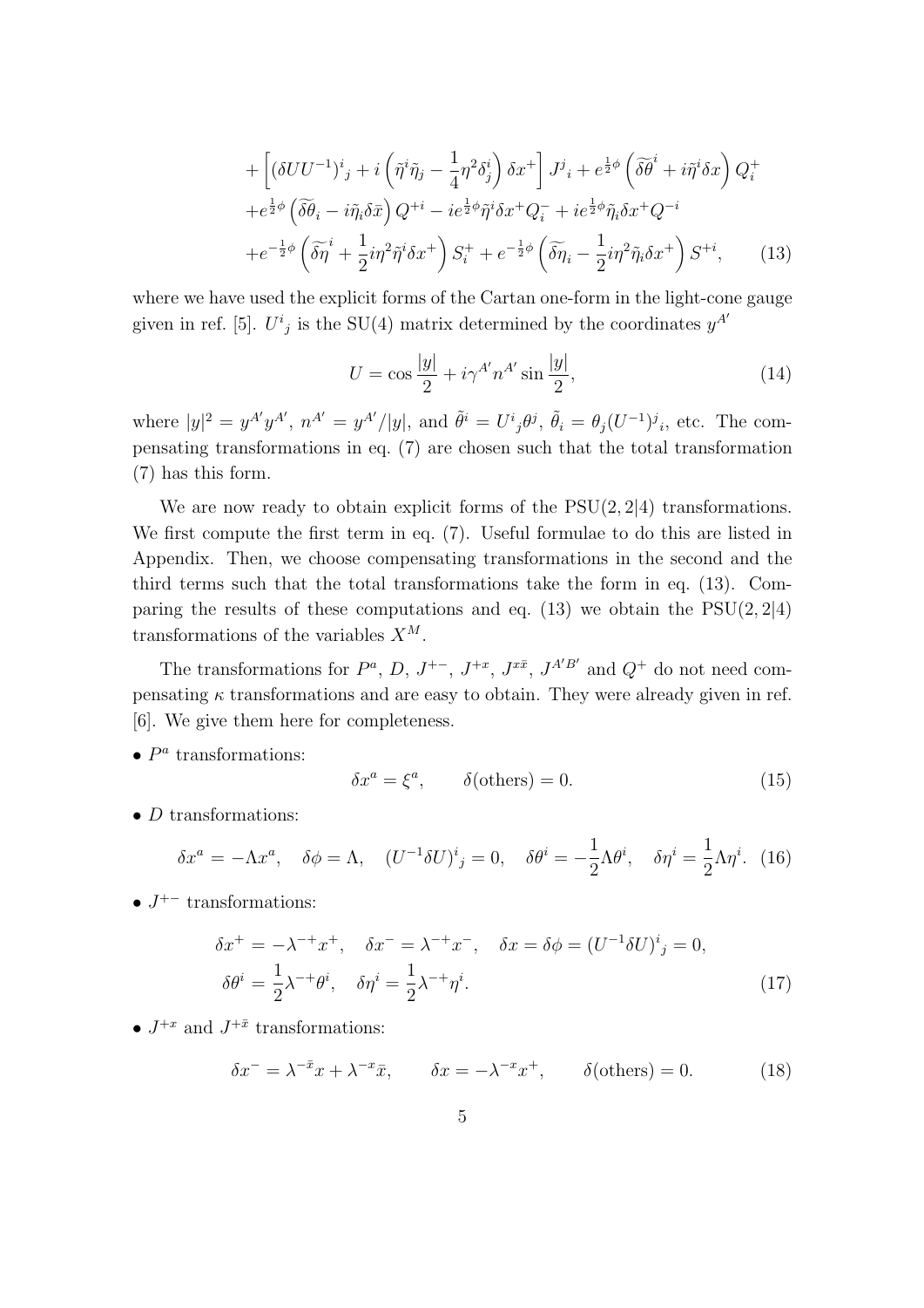$$
\begin{aligned}
&+\left[(\delta U U^{-1})^i{}_j + i\left(\tilde{\eta}^i\tilde{\eta}_j - \frac{1}{4}\eta^2\delta^i_j\right)\delta x^+\right] J^j{}_i + e^{\frac{1}{2}\phi}\left(\widetilde{\delta\theta}^i + i\tilde{\eta}^i\delta x\right) Q^+_i \\
&+e^{\frac{1}{2}\phi}\left(\widetilde{\delta\theta}_i - i\tilde{\eta}_i\delta\bar{x}\right) Q^{+i} - ie^{\frac{1}{2}\phi}\tilde{\eta}^i\delta x^+ Q^-_i + ie^{\frac{1}{2}\phi}\tilde{\eta}_i\delta x^+ Q^{-i} \\
&+e^{-\frac{1}{2}\phi}\left(\widetilde{\delta\eta}^i + \frac{1}{2}i\eta^2\tilde{\eta}^i\delta x^+\right) S^+_i + e^{-\frac{1}{2}\phi}\left(\widetilde{\delta\eta}_i - \frac{1}{2}i\eta^2\tilde{\eta}_i\delta x^+\right) S^{+i}, \qquad (13)
\end{aligned}
$$

where we have used the explicit forms of the Cartan one-form in the light-cone gauge given in ref. [5]. $U^i{}_j$ is the SU(4) matrix determined by the coordinates $y^{A'}$

$$
U = \cos\frac{|y|}{2} + i\gamma^{A'}n^{A'}\sin\frac{|y|}{2}, \qquad (14)
$$

where $|y|^2 = y^{A'}y^{A'}$, $n^{A'} = y^{A'}/|y|$, and $\tilde{\theta}^i = U^i{}_j\theta^j$, $\tilde{\theta}_i = \theta_j(U^{-1})^j{}_i$, etc. The compensating transformations in eq. (7) are chosen such that the total transformation (7) has this form.

We are now ready to obtain explicit forms of the PSU(2, 2|4) transformations. We first compute the first term in eq. (7). Useful formulae to do this are listed in Appendix. Then, we choose compensating transformations in the second and the third terms such that the total transformations take the form in eq. (13). Comparing the results of these computations and eq. (13) we obtain the PSU(2, 2|4) transformations of the variables $X^M$.

The transformations for $P^a$, $D$, $J^{+-}$, $J^{+x}$, $J^{x\bar{x}}$, $J^{A'B'}$ and $Q^+$ do not need compensating $\kappa$ transformations and are easy to obtain. They were already given in ref. [6]. We give them here for completeness.

• $P^a$ transformations:

$$
\delta x^a = \xi^a, \qquad \delta(\text{others}) = 0. \qquad (15)
$$

• $D$ transformations:

$$
\delta x^a = -\Lambda x^a, \quad \delta\phi = \Lambda, \quad (U^{-1}\delta U)^i{}_j = 0, \quad \delta\theta^i = -\frac{1}{2}\Lambda\theta^i, \quad \delta\eta^i = \frac{1}{2}\Lambda\eta^i. \quad (16)
$$

• $J^{+-}$ transformations:

$$
\begin{aligned}
&\delta x^+ = -\lambda^{-+}x^+, \quad \delta x^- = \lambda^{-+}x^-, \quad \delta x = \delta\phi = (U^{-1}\delta U)^i{}_j = 0, \\
&\delta\theta^i = \frac{1}{2}\lambda^{-+}\theta^i, \quad \delta\eta^i = \frac{1}{2}\lambda^{-+}\eta^i. \qquad (17)
\end{aligned}
$$

• $J^{+x}$ and $J^{+\bar{x}}$ transformations:

$$
\delta x^- = \lambda^{-\bar{x}}x + \lambda^{-x}\bar{x}, \qquad \delta x = -\lambda^{-x}x^+, \qquad \delta(\text{others}) = 0. \qquad (18)
$$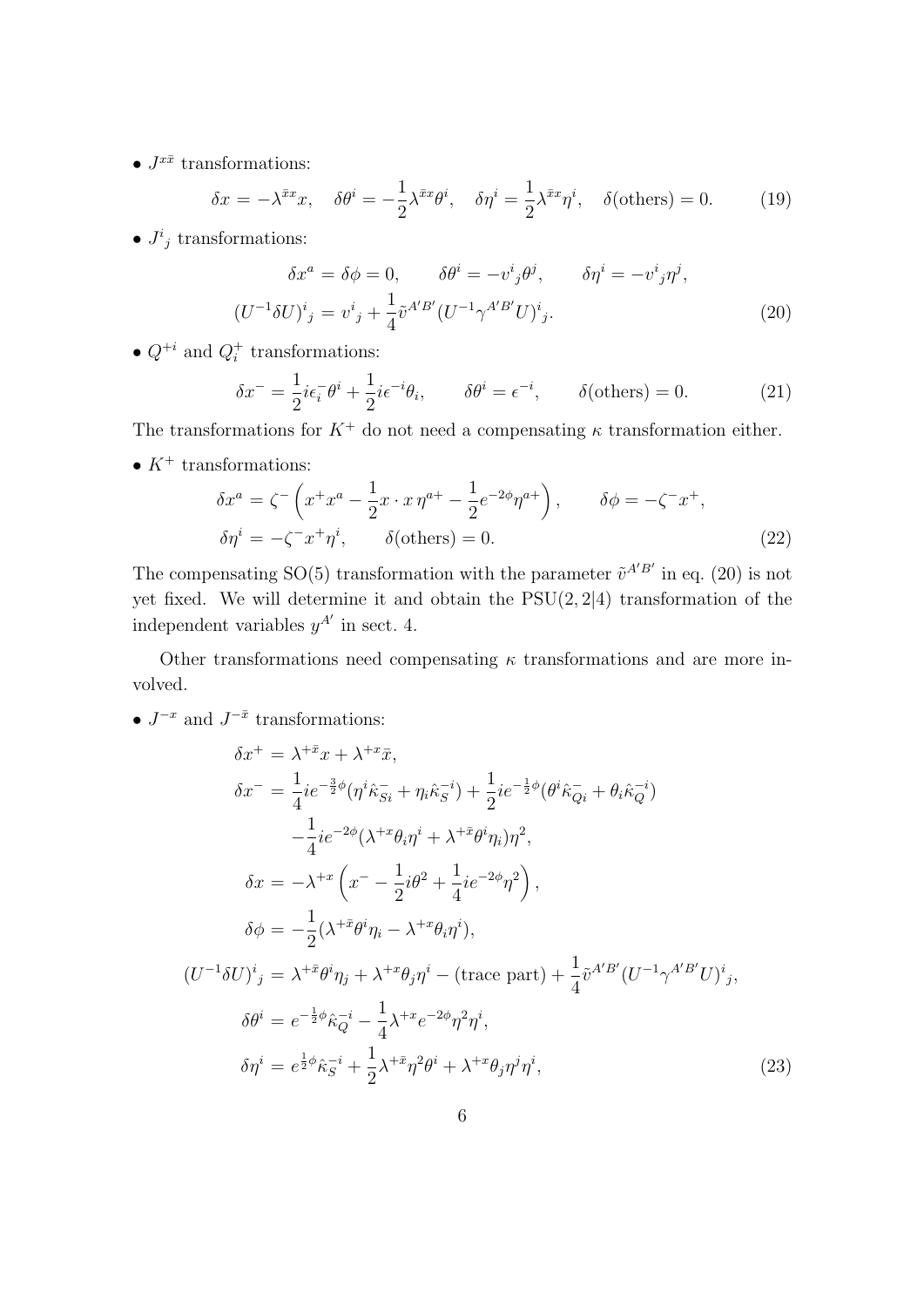- $J^{x\bar{x}}$ transformations:

$$\delta x = -\lambda^{\bar{x}x} x, \quad \delta\theta^i = -\frac{1}{2}\lambda^{\bar{x}x}\theta^i, \quad \delta\eta^i = \frac{1}{2}\lambda^{\bar{x}x}\eta^i, \quad \delta(\text{others}) = 0. \tag{19}$$

- $J^i{}_j$ transformations:

$$\begin{aligned} \delta x^a = \delta\phi = 0, \qquad \delta\theta^i = -v^i{}_j\theta^j, \qquad \delta\eta^i = -v^i{}_j\eta^j, \\ (U^{-1}\delta U)^i{}_j = v^i{}_j + \frac{1}{4}\tilde{v}^{A'B'}(U^{-1}\gamma^{A'B'}U)^i{}_j. \end{aligned} \tag{20}$$

- $Q^{+i}$ and $Q^+_i$ transformations:

$$\delta x^- = \frac{1}{2}i\epsilon^-_i\theta^i + \frac{1}{2}i\epsilon^{-i}\theta_i, \qquad \delta\theta^i = \epsilon^{-i}, \qquad \delta(\text{others}) = 0. \tag{21}$$

The transformations for $K^+$ do not need a compensating $\kappa$ transformation either.

- $K^+$ transformations:

$$\begin{aligned} \delta x^a &= \zeta^-\left(x^+x^a - \frac{1}{2}x\cdot x\,\eta^{a+} - \frac{1}{2}e^{-2\phi}\eta^{a+}\right), \qquad \delta\phi = -\zeta^- x^+, \\ \delta\eta^i &= -\zeta^- x^+\eta^i, \qquad \delta(\text{others}) = 0. \end{aligned} \tag{22}$$

The compensating SO(5) transformation with the parameter $\tilde{v}^{A'B'}$ in eq. (20) is not yet fixed. We will determine it and obtain the PSU(2, 2|4) transformation of the independent variables $y^{A'}$ in sect. 4.

Other transformations need compensating $\kappa$ transformations and are more involved.

- $J^{-x}$ and $J^{-\bar{x}}$ transformations:

$$\begin{aligned} \delta x^+ &= \lambda^{+\bar{x}}x + \lambda^{+x}\bar{x}, \\ \delta x^- &= \frac{1}{4}ie^{-\frac{3}{2}\phi}(\eta^i\hat{\kappa}^-_{Si} + \eta_i\hat{\kappa}^{-i}_S) + \frac{1}{2}ie^{-\frac{1}{2}\phi}(\theta^i\hat{\kappa}^-_{Qi} + \theta_i\hat{\kappa}^{-i}_Q) \\ &\quad -\frac{1}{4}ie^{-2\phi}(\lambda^{+x}\theta_i\eta^i + \lambda^{+\bar{x}}\theta^i\eta_i)\eta^2, \\ \delta x &= -\lambda^{+x}\left(x^- - \frac{1}{2}i\theta^2 + \frac{1}{4}ie^{-2\phi}\eta^2\right), \\ \delta\phi &= -\frac{1}{2}(\lambda^{+\bar{x}}\theta^i\eta_i - \lambda^{+x}\theta_i\eta^i), \\ (U^{-1}\delta U)^i{}_j &= \lambda^{+\bar{x}}\theta^i\eta_j + \lambda^{+x}\theta_j\eta^i - (\text{trace part}) + \frac{1}{4}\tilde{v}^{A'B'}(U^{-1}\gamma^{A'B'}U)^i{}_j, \\ \delta\theta^i &= e^{-\frac{1}{2}\phi}\hat{\kappa}^{-i}_Q - \frac{1}{4}\lambda^{+x}e^{-2\phi}\eta^2\eta^i, \\ \delta\eta^i &= e^{\frac{1}{2}\phi}\hat{\kappa}^{-i}_S + \frac{1}{2}\lambda^{+\bar{x}}\eta^2\theta^i + \lambda^{+x}\theta_j\eta^j\eta^i, \end{aligned} \tag{23}$$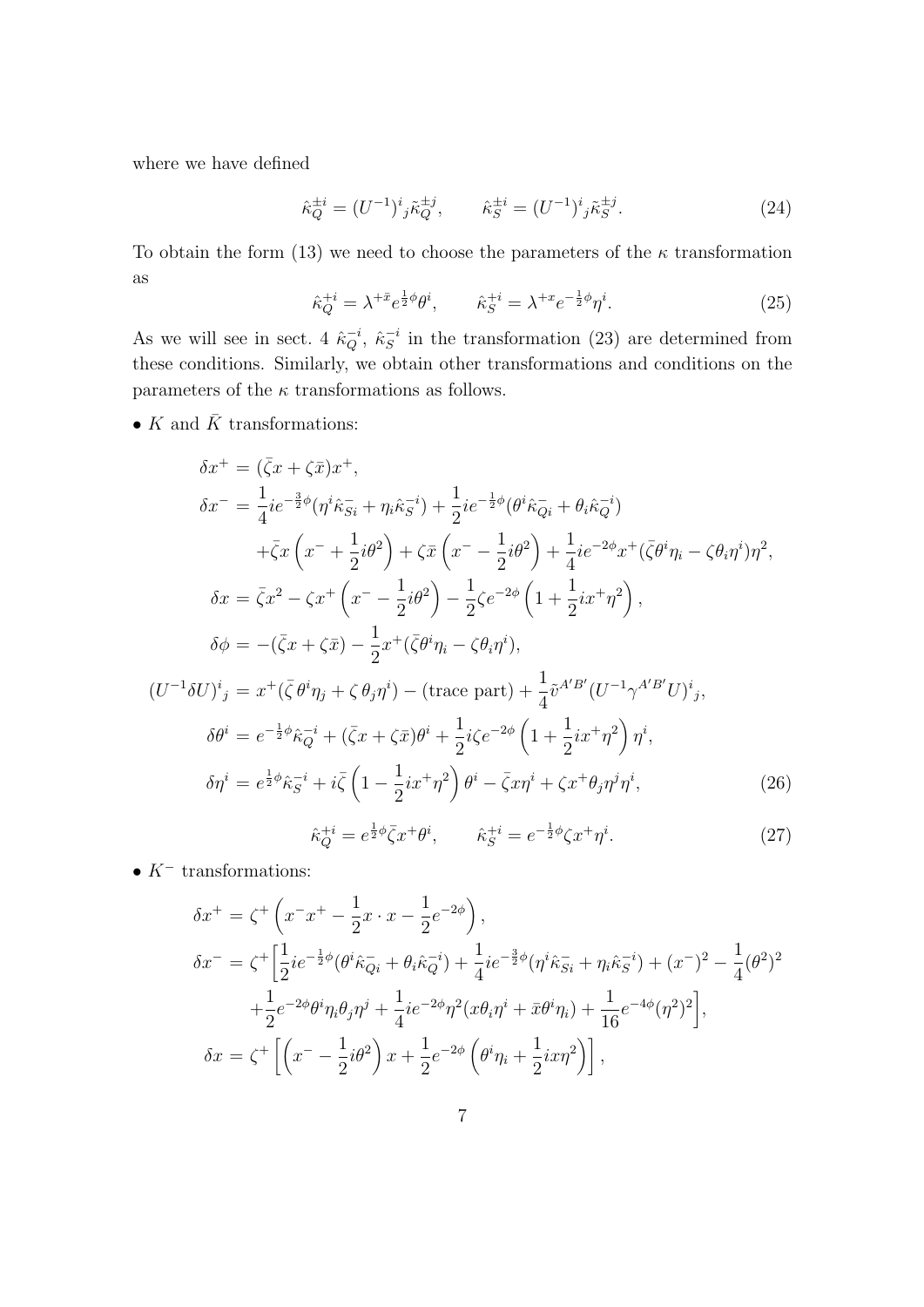where we have defined

$$\hat{\kappa}_Q^{\pm i} = (U^{-1})^i{}_j \tilde{\kappa}_Q^{\pm j}, \qquad \hat{\kappa}_S^{\pm i} = (U^{-1})^i{}_j \tilde{\kappa}_S^{\pm j}. \tag{24}$$

To obtain the form (13) we need to choose the parameters of the $\kappa$ transformation as

$$\hat{\kappa}_Q^{+i} = \lambda^{+\bar{x}} e^{\frac{1}{2}\phi} \theta^i, \qquad \hat{\kappa}_S^{+i} = \lambda^{+x} e^{-\frac{1}{2}\phi} \eta^i. \tag{25}$$

As we will see in sect. 4 $\hat{\kappa}_Q^{-i}$, $\hat{\kappa}_S^{-i}$ in the transformation (23) are determined from these conditions. Similarly, we obtain other transformations and conditions on the parameters of the $\kappa$ transformations as follows.

- $K$ and $\bar{K}$ transformations:

$$\begin{aligned}
\delta x^+ &= (\bar{\zeta} x + \zeta \bar{x}) x^+, \\
\delta x^- &= \frac{1}{4} i e^{-\frac{3}{2}\phi} (\eta^i \hat{\kappa}_{Si}^- + \eta_i \hat{\kappa}_S^{-i}) + \frac{1}{2} i e^{-\frac{1}{2}\phi} (\theta^i \hat{\kappa}_{Qi}^- + \theta_i \hat{\kappa}_Q^{-i}) \\
&\quad + \bar{\zeta} x \left( x^- + \frac{1}{2} i \theta^2 \right) + \zeta \bar{x} \left( x^- - \frac{1}{2} i \theta^2 \right) + \frac{1}{4} i e^{-2\phi} x^+ (\bar{\zeta} \theta^i \eta_i - \zeta \theta_i \eta^i) \eta^2, \\
\delta x &= \bar{\zeta} x^2 - \zeta x^+ \left( x^- - \frac{1}{2} i \theta^2 \right) - \frac{1}{2} \zeta e^{-2\phi} \left( 1 + \frac{1}{2} i x^+ \eta^2 \right), \\
\delta \phi &= -(\bar{\zeta} x + \zeta \bar{x}) - \frac{1}{2} x^+ (\bar{\zeta} \theta^i \eta_i - \zeta \theta_i \eta^i), \\
(U^{-1} \delta U)^i{}_j &= x^+ (\bar{\zeta}\, \theta^i \eta_j + \zeta\, \theta_j \eta^i) - (\text{trace part}) + \frac{1}{4} \tilde{v}^{A'B'} (U^{-1} \gamma^{A'B'} U)^i{}_j, \\
\delta \theta^i &= e^{-\frac{1}{2}\phi} \hat{\kappa}_Q^{-i} + (\bar{\zeta} x + \zeta \bar{x}) \theta^i + \frac{1}{2} i \zeta e^{-2\phi} \left( 1 + \frac{1}{2} i x^+ \eta^2 \right) \eta^i, \\
\delta \eta^i &= e^{\frac{1}{2}\phi} \hat{\kappa}_S^{-i} + i \bar{\zeta} \left( 1 - \frac{1}{2} i x^+ \eta^2 \right) \theta^i - \bar{\zeta} x \eta^i + \zeta x^+ \theta_j \eta^j \eta^i,
\end{aligned} \tag{26}$$

$$\hat{\kappa}_Q^{+i} = e^{\frac{1}{2}\phi} \bar{\zeta} x^+ \theta^i, \qquad \hat{\kappa}_S^{+i} = e^{-\frac{1}{2}\phi} \zeta x^+ \eta^i. \tag{27}$$

- $K^-$ transformations:

$$\begin{aligned}
\delta x^+ &= \zeta^+ \left( x^- x^+ - \frac{1}{2} x \cdot x - \frac{1}{2} e^{-2\phi} \right), \\
\delta x^- &= \zeta^+ \Big[ \frac{1}{2} i e^{-\frac{1}{2}\phi} (\theta^i \hat{\kappa}_{Qi}^- + \theta_i \hat{\kappa}_Q^{-i}) + \frac{1}{4} i e^{-\frac{3}{2}\phi} (\eta^i \hat{\kappa}_{Si}^- + \eta_i \hat{\kappa}_S^{-i}) + (x^-)^2 - \frac{1}{4} (\theta^2)^2 \\
&\quad + \frac{1}{2} e^{-2\phi} \theta^i \eta_i \theta_j \eta^j + \frac{1}{4} i e^{-2\phi} \eta^2 (x \theta_i \eta^i + \bar{x} \theta^i \eta_i) + \frac{1}{16} e^{-4\phi} (\eta^2)^2 \Big], \\
\delta x &= \zeta^+ \left[ \left( x^- - \frac{1}{2} i \theta^2 \right) x + \frac{1}{2} e^{-2\phi} \left( \theta^i \eta_i + \frac{1}{2} i x \eta^2 \right) \right],
\end{aligned}$$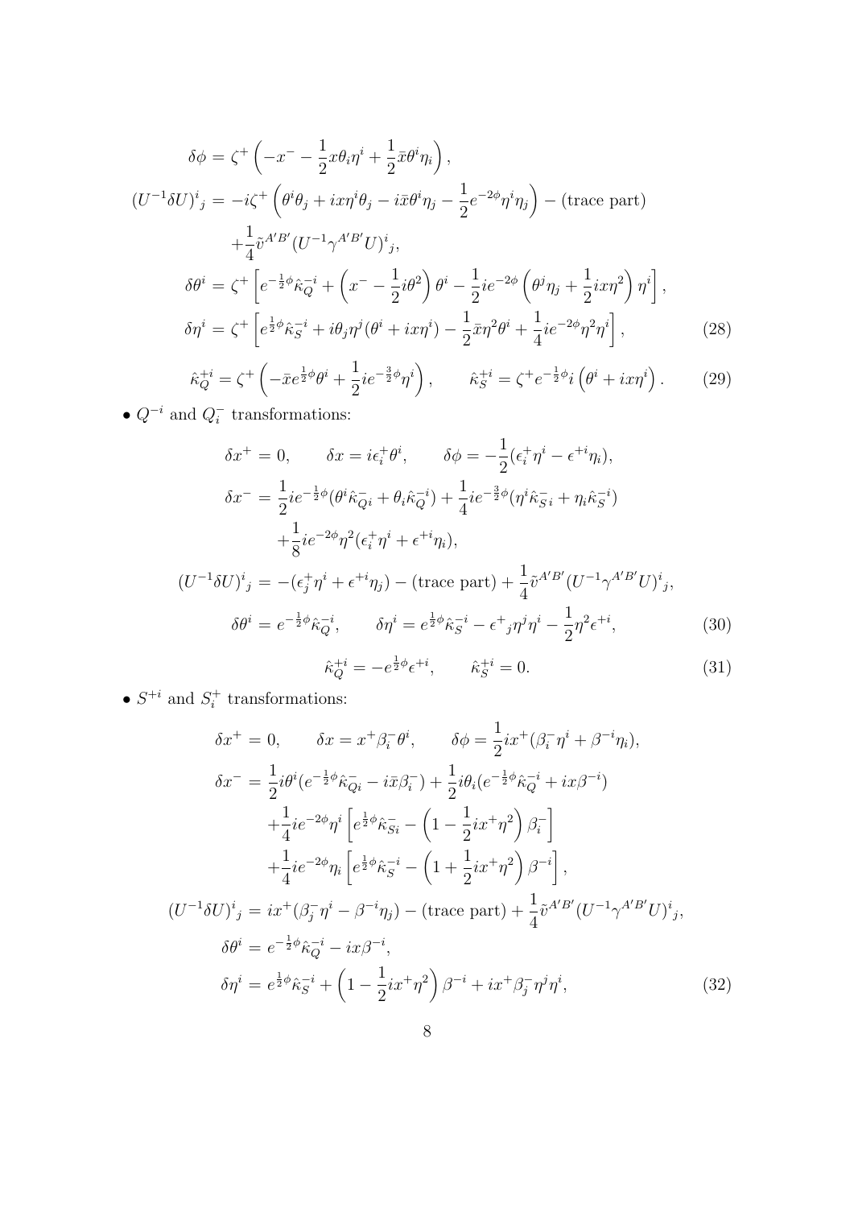$$
\begin{aligned}
\delta\phi &= \zeta^+\left(-x^- - \frac{1}{2}x\theta_i\eta^i + \frac{1}{2}\bar{x}\theta^i\eta_i\right), \\
(U^{-1}\delta U)^i{}_j &= -i\zeta^+\left(\theta^i\theta_j + ix\eta^i\theta_j - i\bar{x}\theta^i\eta_j - \frac{1}{2}e^{-2\phi}\eta^i\eta_j\right) - (\text{trace part}) \\
&\quad + \frac{1}{4}\tilde{v}^{A'B'}(U^{-1}\gamma^{A'B'}U)^i{}_j, \\
\delta\theta^i &= \zeta^+\left[e^{-\frac{1}{2}\phi}\hat{\kappa}_Q^{-i} + \left(x^- - \frac{1}{2}i\theta^2\right)\theta^i - \frac{1}{2}ie^{-2\phi}\left(\theta^j\eta_j + \frac{1}{2}ix\eta^2\right)\eta^i\right], \\
\delta\eta^i &= \zeta^+\left[e^{\frac{1}{2}\phi}\hat{\kappa}_S^{-i} + i\theta_j\eta^j(\theta^i + ix\eta^i) - \frac{1}{2}\bar{x}\eta^2\theta^i + \frac{1}{4}ie^{-2\phi}\eta^2\eta^i\right],
\end{aligned}
\tag{28}
$$

$$
\hat{\kappa}_Q^{+i} = \zeta^+\left(-\bar{x}e^{\frac{1}{2}\phi}\theta^i + \frac{1}{2}ie^{-\frac{3}{2}\phi}\eta^i\right), \qquad \hat{\kappa}_S^{+i} = \zeta^+e^{-\frac{1}{2}\phi}i\left(\theta^i + ix\eta^i\right). \tag{29}
$$

- $Q^{-i}$ and $Q_i^-$ transformations:

$$
\begin{aligned}
\delta x^+ &= 0, \qquad \delta x = i\epsilon_i^+\theta^i, \qquad \delta\phi = -\frac{1}{2}(\epsilon_i^+\eta^i - \epsilon^{+i}\eta_i), \\
\delta x^- &= \frac{1}{2}ie^{-\frac{1}{2}\phi}(\theta^i\hat{\kappa}_{Qi}^- + \theta_i\hat{\kappa}_Q^{-i}) + \frac{1}{4}ie^{-\frac{3}{2}\phi}(\eta^i\hat{\kappa}_{Si}^- + \eta_i\hat{\kappa}_S^{-i}) \\
&\quad + \frac{1}{8}ie^{-2\phi}\eta^2(\epsilon_i^+\eta^i + \epsilon^{+i}\eta_i), \\
(U^{-1}\delta U)^i{}_j &= -(\epsilon_j^+\eta^i + \epsilon^{+i}\eta_j) - (\text{trace part}) + \frac{1}{4}\tilde{v}^{A'B'}(U^{-1}\gamma^{A'B'}U)^i{}_j, \\
\delta\theta^i &= e^{-\frac{1}{2}\phi}\hat{\kappa}_Q^{-i}, \qquad \delta\eta^i = e^{\frac{1}{2}\phi}\hat{\kappa}_S^{-i} - \epsilon^+{}_j\eta^j\eta^i - \frac{1}{2}\eta^2\epsilon^{+i},
\end{aligned}
\tag{30}
$$

$$
\hat{\kappa}_Q^{+i} = -e^{\frac{1}{2}\phi}\epsilon^{+i}, \qquad \hat{\kappa}_S^{+i} = 0. \tag{31}
$$

- $S^{+i}$ and $S_i^+$ transformations:

$$
\begin{aligned}
\delta x^+ &= 0, \qquad \delta x = x^+\beta_i^-\theta^i, \qquad \delta\phi = \frac{1}{2}ix^+(\beta_i^-\eta^i + \beta^{-i}\eta_i), \\
\delta x^- &= \frac{1}{2}i\theta^i(e^{-\frac{1}{2}\phi}\hat{\kappa}_{Qi}^- - i\bar{x}\beta_i^-) + \frac{1}{2}i\theta_i(e^{-\frac{1}{2}\phi}\hat{\kappa}_Q^{-i} + ix\beta^{-i}) \\
&\quad + \frac{1}{4}ie^{-2\phi}\eta^i\left[e^{\frac{1}{2}\phi}\hat{\kappa}_{Si}^- - \left(1 - \frac{1}{2}ix^+\eta^2\right)\beta_i^-\right] \\
&\quad + \frac{1}{4}ie^{-2\phi}\eta_i\left[e^{\frac{1}{2}\phi}\hat{\kappa}_S^{-i} - \left(1 + \frac{1}{2}ix^+\eta^2\right)\beta^{-i}\right], \\
(U^{-1}\delta U)^i{}_j &= ix^+(\beta_j^-\eta^i - \beta^{-i}\eta_j) - (\text{trace part}) + \frac{1}{4}\tilde{v}^{A'B'}(U^{-1}\gamma^{A'B'}U)^i{}_j, \\
\delta\theta^i &= e^{-\frac{1}{2}\phi}\hat{\kappa}_Q^{-i} - ix\beta^{-i}, \\
\delta\eta^i &= e^{\frac{1}{2}\phi}\hat{\kappa}_S^{-i} + \left(1 - \frac{1}{2}ix^+\eta^2\right)\beta^{-i} + ix^+\beta_j^-\eta^j\eta^i,
\end{aligned}
\tag{32}
$$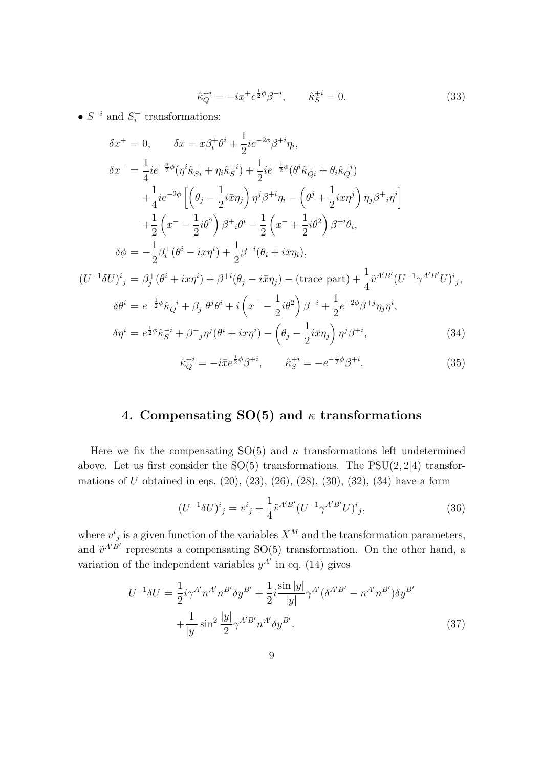$$\hat{\kappa}_Q^{+i} = -ix^+ e^{\frac{1}{2}\phi}\beta^{-i}, \qquad \hat{\kappa}_S^{+i} = 0. \tag{33}$$

• $S^{-i}$ and $S_i^-$ transformations:

$$\begin{aligned}
\delta x^+ &= 0, \qquad \delta x = x\beta_i^+\theta^i + \frac{1}{2}ie^{-2\phi}\beta^{+i}\eta_i, \\
\delta x^- &= \frac{1}{4}ie^{-\frac{3}{2}\phi}(\eta^i\hat{\kappa}_{Si}^- + \eta_i\hat{\kappa}_S^{-i}) + \frac{1}{2}ie^{-\frac{1}{2}\phi}(\theta^i\hat{\kappa}_{Qi}^- + \theta_i\hat{\kappa}_Q^{-i}) \\
&\quad + \frac{1}{4}ie^{-2\phi}\left[\left(\theta_j - \frac{1}{2}i\bar{x}\eta_j\right)\eta^j\beta^{+i}\eta_i - \left(\theta^j + \frac{1}{2}ix\eta^j\right)\eta_j\beta^+{}_i\eta^i\right] \\
&\quad + \frac{1}{2}\left(x^- - \frac{1}{2}i\theta^2\right)\beta^+{}_i\theta^i - \frac{1}{2}\left(x^- + \frac{1}{2}i\theta^2\right)\beta^{+i}\theta_i, \\
\delta\phi &= -\frac{1}{2}\beta_i^+(\theta^i - ix\eta^i) + \frac{1}{2}\beta^{+i}(\theta_i + i\bar{x}\eta_i), \\
(U^{-1}\delta U)^i{}_j &= \beta_j^+(\theta^i + ix\eta^i) + \beta^{+i}(\theta_j - i\bar{x}\eta_j) - (\text{trace part}) + \frac{1}{4}\tilde{v}^{A'B'}(U^{-1}\gamma^{A'B'}U)^i{}_j, \\
\delta\theta^i &= e^{-\frac{1}{2}\phi}\hat{\kappa}_Q^{-i} + \beta_j^+\theta^j\theta^i + i\left(x^- - \frac{1}{2}i\theta^2\right)\beta^{+i} + \frac{1}{2}e^{-2\phi}\beta^{+j}\eta_j\eta^i, \\
\delta\eta^i &= e^{\frac{1}{2}\phi}\hat{\kappa}_S^{-i} + \beta^+{}_j\eta^j(\theta^i + ix\eta^i) - \left(\theta_j - \frac{1}{2}i\bar{x}\eta_j\right)\eta^j\beta^{+i},
\end{aligned} \tag{34}$$

$$\hat{\kappa}_Q^{+i} = -i\bar{x}e^{\frac{1}{2}\phi}\beta^{+i}, \qquad \hat{\kappa}_S^{+i} = -e^{-\frac{1}{2}\phi}\beta^{+i}. \tag{35}$$

## 4. Compensating SO(5) and $\kappa$ transformations

Here we fix the compensating SO(5) and $\kappa$ transformations left undetermined above. Let us first consider the SO(5) transformations. The PSU(2,2|4) transformations of $U$ obtained in eqs. (20), (23), (26), (28), (30), (32), (34) have a form

$$(U^{-1}\delta U)^i{}_j = v^i{}_j + \frac{1}{4}\tilde{v}^{A'B'}(U^{-1}\gamma^{A'B'}U)^i{}_j, \tag{36}$$

where $v^i{}_j$ is a given function of the variables $X^M$ and the transformation parameters, and $\tilde{v}^{A'B'}$ represents a compensating SO(5) transformation. On the other hand, a variation of the independent variables $y^{A'}$ in eq. (14) gives

$$\begin{aligned}
U^{-1}\delta U &= \frac{1}{2}i\gamma^{A'}n^{A'}n^{B'}\delta y^{B'} + \frac{1}{2}i\frac{\sin|y|}{|y|}\gamma^{A'}(\delta^{A'B'} - n^{A'}n^{B'})\delta y^{B'} \\
&\quad + \frac{1}{|y|}\sin^2\frac{|y|}{2}\gamma^{A'B'}n^{A'}\delta y^{B'}.
\end{aligned} \tag{37}$$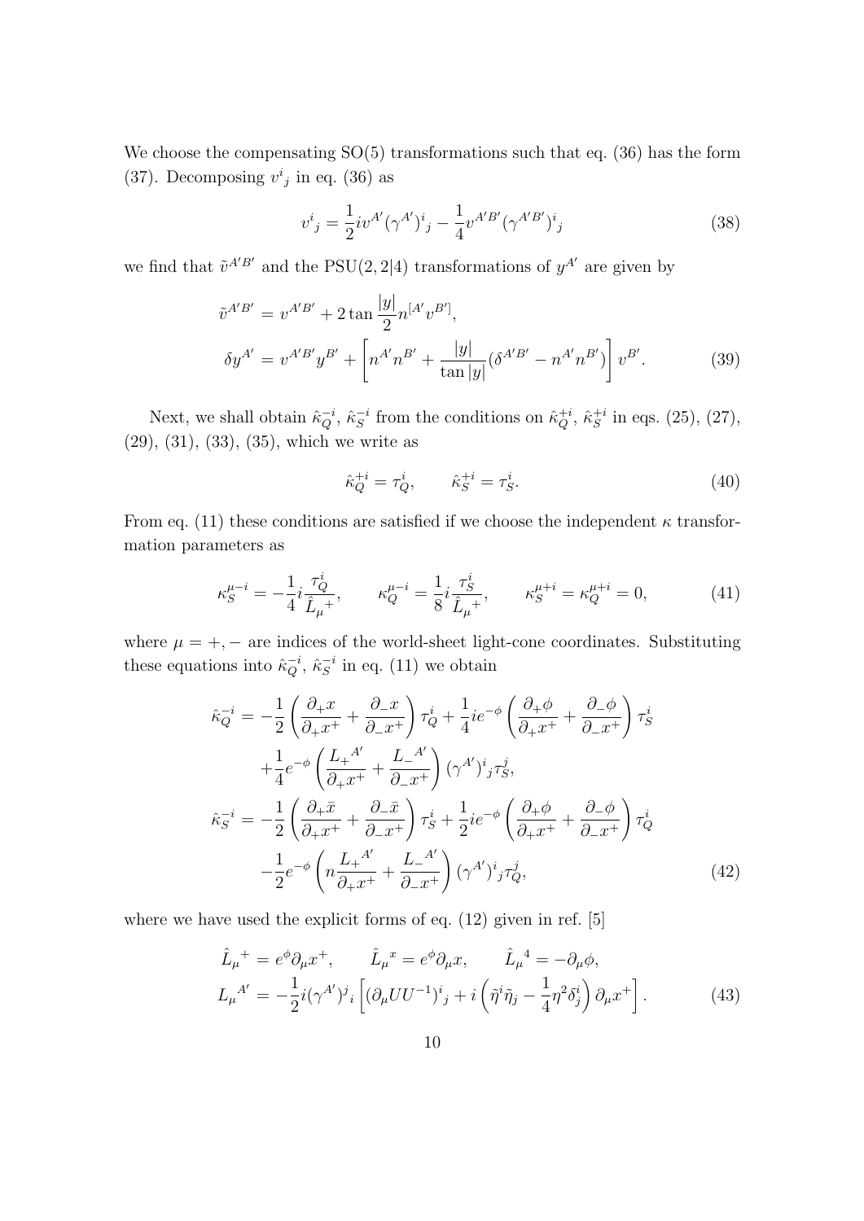We choose the compensating SO(5) transformations such that eq. (36) has the form (37). Decomposing ${v^i}_j$ in eq. (36) as

$$
{v^i}_j = \frac{1}{2} i v^{A'} {(\gamma^{A'})^i}_j - \frac{1}{4} v^{A'B'} {(\gamma^{A'B'})^i}_j \tag{38}
$$

we find that $\tilde{v}^{A'B'}$ and the PSU(2, 2|4) transformations of $y^{A'}$ are given by

$$
\begin{aligned}
\tilde{v}^{A'B'} &= v^{A'B'} + 2 \tan \frac{|y|}{2} n^{[A'} v^{B']}, \\
\delta y^{A'} &= v^{A'B'} y^{B'} + \left[ n^{A'} n^{B'} + \frac{|y|}{\tan |y|} (\delta^{A'B'} - n^{A'} n^{B'}) \right] v^{B'}.
\end{aligned} \tag{39}
$$

Next, we shall obtain $\hat{\kappa}_Q^{-i}$, $\hat{\kappa}_S^{-i}$ from the conditions on $\hat{\kappa}_Q^{+i}$, $\hat{\kappa}_S^{+i}$ in eqs. (25), (27), (29), (31), (33), (35), which we write as

$$
\hat{\kappa}_Q^{+i} = \tau_Q^i, \qquad \hat{\kappa}_S^{+i} = \tau_S^i. \tag{40}
$$

From eq. (11) these conditions are satisfied if we choose the independent $\kappa$ transformation parameters as

$$
\kappa_S^{\mu - i} = -\frac{1}{4} i \frac{\tau_Q^i}{{\hat{L}_\mu}^+}, \qquad \kappa_Q^{\mu - i} = \frac{1}{8} i \frac{\tau_S^i}{{\hat{L}_\mu}^+}, \qquad \kappa_S^{\mu + i} = \kappa_Q^{\mu + i} = 0, \tag{41}
$$

where $\mu = +, -$ are indices of the world-sheet light-cone coordinates. Substituting these equations into $\hat{\kappa}_Q^{-i}$, $\hat{\kappa}_S^{-i}$ in eq. (11) we obtain

$$
\begin{aligned}
\hat{\kappa}_Q^{-i} &= -\frac{1}{2} \left( \frac{\partial_+ x}{\partial_+ x^+} + \frac{\partial_- x}{\partial_- x^+} \right) \tau_Q^i + \frac{1}{4} i e^{-\phi} \left( \frac{\partial_+ \phi}{\partial_+ x^+} + \frac{\partial_- \phi}{\partial_- x^+} \right) \tau_S^i \\
&\quad + \frac{1}{4} e^{-\phi} \left( \frac{{L_+}^{A'}}{\partial_+ x^+} + \frac{{L_-}^{A'}}{\partial_- x^+} \right) {(\gamma^{A'})^i}_j \tau_S^j, \\
\hat{\kappa}_S^{-i} &= -\frac{1}{2} \left( \frac{\partial_+ \bar{x}}{\partial_+ x^+} + \frac{\partial_- \bar{x}}{\partial_- x^+} \right) \tau_S^i + \frac{1}{2} i e^{-\phi} \left( \frac{\partial_+ \phi}{\partial_+ x^+} + \frac{\partial_- \phi}{\partial_- x^+} \right) \tau_Q^i \\
&\quad - \frac{1}{2} e^{-\phi} \left( n \frac{{L_+}^{A'}}{\partial_+ x^+} + \frac{{L_-}^{A'}}{\partial_- x^+} \right) {(\gamma^{A'})^i}_j \tau_Q^j,
\end{aligned} \tag{42}
$$

where we have used the explicit forms of eq. (12) given in ref. [5]

$$
\begin{aligned}
{\hat{L}_\mu}^+ &= e^\phi \partial_\mu x^+, \qquad {\hat{L}_\mu}^x = e^\phi \partial_\mu x, \qquad {\hat{L}_\mu}^4 = -\partial_\mu \phi, \\
{L_\mu}^{A'} &= -\frac{1}{2} i {(\gamma^{A'})^j}_i \left[ {(\partial_\mu U U^{-1})^i}_j + i \left( \tilde{\eta}^i \tilde{\eta}_j - \frac{1}{4} \eta^2 \delta_j^i \right) \partial_\mu x^+ \right].
\end{aligned} \tag{43}
$$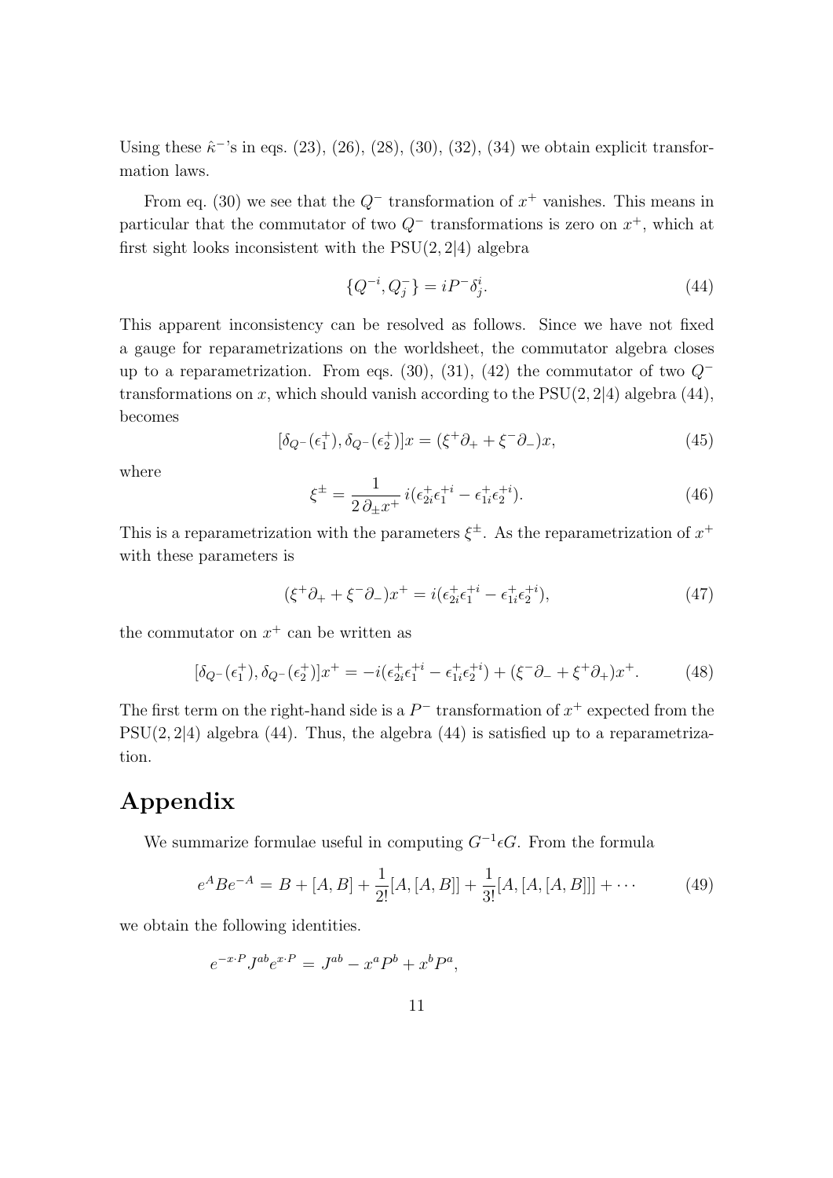Using these $\hat{\kappa}^-$'s in eqs. (23), (26), (28), (30), (32), (34) we obtain explicit transformation laws.

From eq. (30) we see that the $Q^-$ transformation of $x^+$ vanishes. This means in particular that the commutator of two $Q^-$ transformations is zero on $x^+$, which at first sight looks inconsistent with the PSU(2, 2|4) algebra

$$\{Q^{-i}, Q^-_j\} = iP^- \delta^i_j. \tag{44}$$

This apparent inconsistency can be resolved as follows. Since we have not fixed a gauge for reparametrizations on the worldsheet, the commutator algebra closes up to a reparametrization. From eqs. (30), (31), (42) the commutator of two $Q^-$ transformations on $x$, which should vanish according to the PSU(2, 2|4) algebra (44), becomes

$$[\delta_{Q^-}(\epsilon^+_1), \delta_{Q^-}(\epsilon^+_2)]x = (\xi^+\partial_+ + \xi^-\partial_-)x, \tag{45}$$

where

$$\xi^\pm = \frac{1}{2\,\partial_\pm x^+}\, i(\epsilon^+_{2i}\epsilon^{+i}_1 - \epsilon^+_{1i}\epsilon^{+i}_2). \tag{46}$$

This is a reparametrization with the parameters $\xi^\pm$. As the reparametrization of $x^+$ with these parameters is

$$(\xi^+\partial_+ + \xi^-\partial_-)x^+ = i(\epsilon^+_{2i}\epsilon^{+i}_1 - \epsilon^+_{1i}\epsilon^{+i}_2), \tag{47}$$

the commutator on $x^+$ can be written as

$$[\delta_{Q^-}(\epsilon^+_1), \delta_{Q^-}(\epsilon^+_2)]x^+ = -i(\epsilon^+_{2i}\epsilon^{+i}_1 - \epsilon^+_{1i}\epsilon^{+i}_2) + (\xi^-\partial_- + \xi^+\partial_+)x^+. \tag{48}$$

The first term on the right-hand side is a $P^-$ transformation of $x^+$ expected from the PSU(2, 2|4) algebra (44). Thus, the algebra (44) is satisfied up to a reparametrization.

# Appendix

We summarize formulae useful in computing $G^{-1}\epsilon G$. From the formula

$$e^A B e^{-A} = B + [A, B] + \frac{1}{2!}[A, [A, B]] + \frac{1}{3!}[A, [A, [A, B]]] + \cdots \tag{49}$$

we obtain the following identities.

$$e^{-x\cdot P} J^{ab} e^{x\cdot P} = J^{ab} - x^a P^b + x^b P^a,$$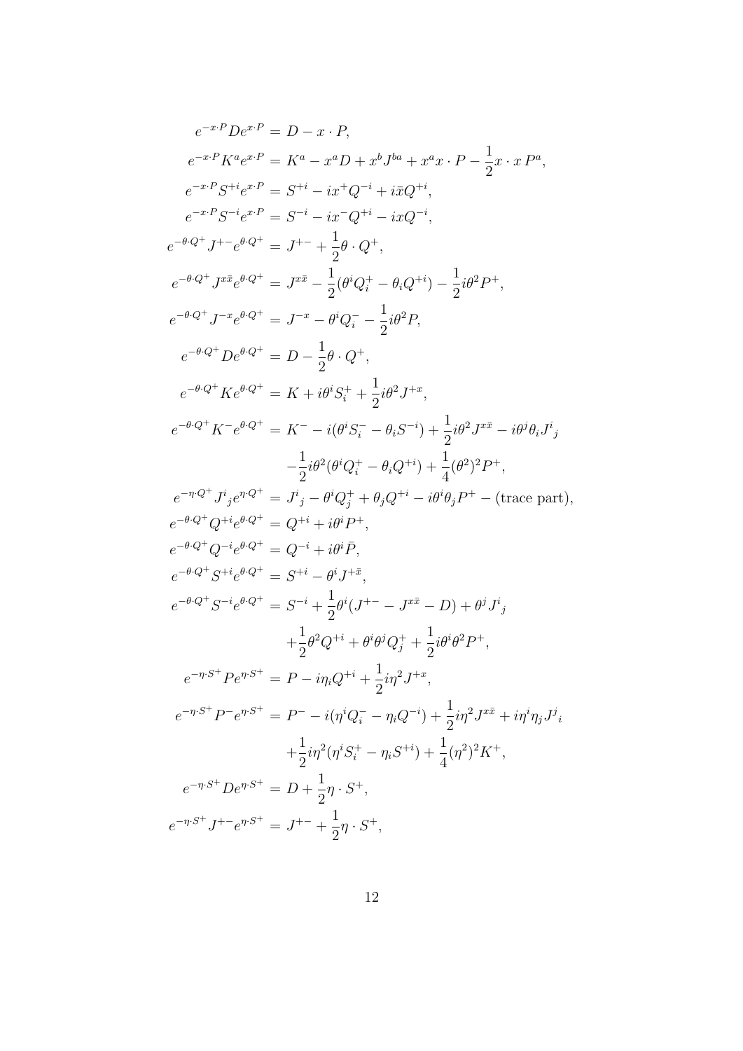$$
\begin{aligned}
e^{-x\cdot P} D e^{x\cdot P} &= D - x\cdot P, \\
e^{-x\cdot P} K^a e^{x\cdot P} &= K^a - x^a D + x^b J^{ba} + x^a x\cdot P - \frac{1}{2} x\cdot x\, P^a, \\
e^{-x\cdot P} S^{+i} e^{x\cdot P} &= S^{+i} - i x^+ Q^{-i} + i\bar{x} Q^{+i}, \\
e^{-x\cdot P} S^{-i} e^{x\cdot P} &= S^{-i} - i x^- Q^{+i} - i x Q^{-i}, \\
e^{-\theta\cdot Q^+} J^{+-} e^{\theta\cdot Q^+} &= J^{+-} + \frac{1}{2}\theta\cdot Q^+, \\
e^{-\theta\cdot Q^+} J^{x\bar{x}} e^{\theta\cdot Q^+} &= J^{x\bar{x}} - \frac{1}{2}(\theta^i Q_i^+ - \theta_i Q^{+i}) - \frac{1}{2} i\theta^2 P^+, \\
e^{-\theta\cdot Q^+} J^{-x} e^{\theta\cdot Q^+} &= J^{-x} - \theta^i Q_i^- - \frac{1}{2} i\theta^2 P, \\
e^{-\theta\cdot Q^+} D e^{\theta\cdot Q^+} &= D - \frac{1}{2}\theta\cdot Q^+, \\
e^{-\theta\cdot Q^+} K e^{\theta\cdot Q^+} &= K + i\theta^i S_i^+ + \frac{1}{2} i\theta^2 J^{+x}, \\
e^{-\theta\cdot Q^+} K^- e^{\theta\cdot Q^+} &= K^- - i(\theta^i S_i^- - \theta_i S^{-i}) + \frac{1}{2} i\theta^2 J^{x\bar{x}} - i\theta^j\theta_i J^i{}_j \\
&\quad - \frac{1}{2} i\theta^2(\theta^i Q_i^+ - \theta_i Q^{+i}) + \frac{1}{4}(\theta^2)^2 P^+, \\
e^{-\eta\cdot Q^+} J^i{}_j e^{\eta\cdot Q^+} &= J^i{}_j - \theta^i Q_j^+ + \theta_j Q^{+i} - i\theta^i\theta_j P^+ - (\text{trace part}), \\
e^{-\theta\cdot Q^+} Q^{+i} e^{\theta\cdot Q^+} &= Q^{+i} + i\theta^i P^+, \\
e^{-\theta\cdot Q^+} Q^{-i} e^{\theta\cdot Q^+} &= Q^{-i} + i\theta^i \bar{P}, \\
e^{-\theta\cdot Q^+} S^{+i} e^{\theta\cdot Q^+} &= S^{+i} - \theta^i J^{+\bar{x}}, \\
e^{-\theta\cdot Q^+} S^{-i} e^{\theta\cdot Q^+} &= S^{-i} + \frac{1}{2}\theta^i(J^{+-} - J^{x\bar{x}} - D) + \theta^j J^i{}_j \\
&\quad + \frac{1}{2}\theta^2 Q^{+i} + \theta^i\theta^j Q_j^+ + \frac{1}{2} i\theta^i\theta^2 P^+, \\
e^{-\eta\cdot S^+} P e^{\eta\cdot S^+} &= P - i\eta_i Q^{+i} + \frac{1}{2} i\eta^2 J^{+x}, \\
e^{-\eta\cdot S^+} P^- e^{\eta\cdot S^+} &= P^- - i(\eta^i Q_i^- - \eta_i Q^{-i}) + \frac{1}{2} i\eta^2 J^{x\bar{x}} + i\eta^i\eta_j J^j{}_i \\
&\quad + \frac{1}{2} i\eta^2(\eta^i S_i^+ - \eta_i S^{+i}) + \frac{1}{4}(\eta^2)^2 K^+, \\
e^{-\eta\cdot S^+} D e^{\eta\cdot S^+} &= D + \frac{1}{2}\eta\cdot S^+, \\
e^{-\eta\cdot S^+} J^{+-} e^{\eta\cdot S^+} &= J^{+-} + \frac{1}{2}\eta\cdot S^+,
\end{aligned}
$$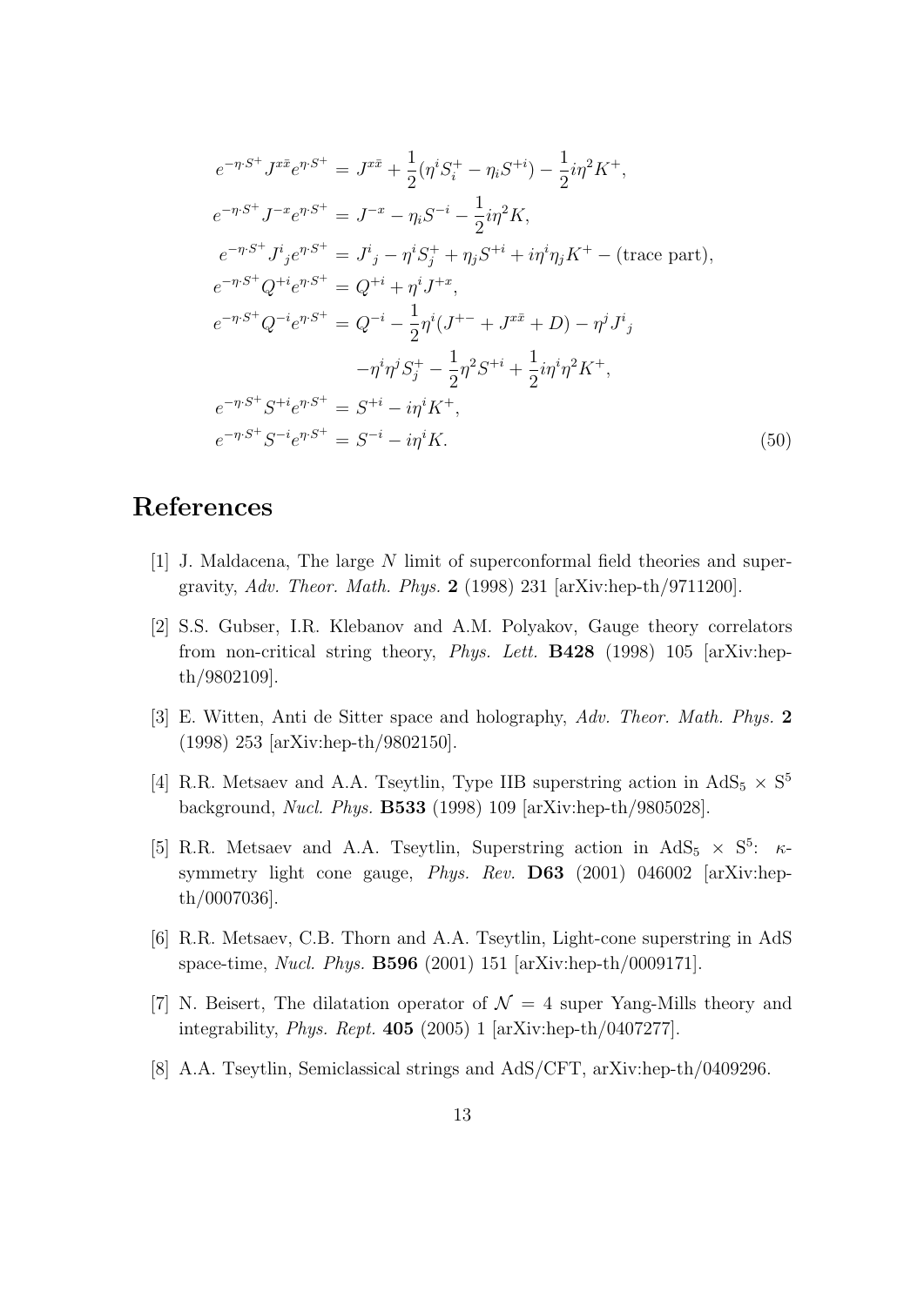$$
\begin{aligned}
e^{-\eta\cdot S^+} J^{x\bar{x}} e^{\eta\cdot S^+} &= J^{x\bar{x}} + \frac{1}{2}(\eta^i S_i^+ - \eta_i S^{+i}) - \frac{1}{2} i\eta^2 K^+, \\
e^{-\eta\cdot S^+} J^{-x} e^{\eta\cdot S^+} &= J^{-x} - \eta_i S^{-i} - \frac{1}{2} i\eta^2 K, \\
e^{-\eta\cdot S^+} J^i{}_j e^{\eta\cdot S^+} &= J^i{}_j - \eta^i S_j^+ + \eta_j S^{+i} + i\eta^i \eta_j K^+ - (\text{trace part}), \\
e^{-\eta\cdot S^+} Q^{+i} e^{\eta\cdot S^+} &= Q^{+i} + \eta^i J^{+x}, \\
e^{-\eta\cdot S^+} Q^{-i} e^{\eta\cdot S^+} &= Q^{-i} - \frac{1}{2}\eta^i (J^{+-} + J^{x\bar{x}} + D) - \eta^j J^i{}_j \\
&\quad - \eta^i \eta^j S_j^+ - \frac{1}{2}\eta^2 S^{+i} + \frac{1}{2} i\eta^i \eta^2 K^+, \\
e^{-\eta\cdot S^+} S^{+i} e^{\eta\cdot S^+} &= S^{+i} - i\eta^i K^+, \\
e^{-\eta\cdot S^+} S^{-i} e^{\eta\cdot S^+} &= S^{-i} - i\eta^i K.
\end{aligned}
\tag{50}
$$

# References

[1] J. Maldacena, The large $N$ limit of superconformal field theories and supergravity, *Adv. Theor. Math. Phys.* **2** (1998) 231 [arXiv:hep-th/9711200].

[2] S.S. Gubser, I.R. Klebanov and A.M. Polyakov, Gauge theory correlators from non-critical string theory, *Phys. Lett.* **B428** (1998) 105 [arXiv:hep-th/9802109].

[3] E. Witten, Anti de Sitter space and holography, *Adv. Theor. Math. Phys.* **2** (1998) 253 [arXiv:hep-th/9802150].

[4] R.R. Metsaev and A.A. Tseytlin, Type IIB superstring action in $\mathrm{AdS}_5 \times \mathrm{S}^5$ background, *Nucl. Phys.* **B533** (1998) 109 [arXiv:hep-th/9805028].

[5] R.R. Metsaev and A.A. Tseytlin, Superstring action in $\mathrm{AdS}_5 \times \mathrm{S}^5$: $\kappa$-symmetry light cone gauge, *Phys. Rev.* **D63** (2001) 046002 [arXiv:hep-th/0007036].

[6] R.R. Metsaev, C.B. Thorn and A.A. Tseytlin, Light-cone superstring in AdS space-time, *Nucl. Phys.* **B596** (2001) 151 [arXiv:hep-th/0009171].

[7] N. Beisert, The dilatation operator of $\mathcal{N} = 4$ super Yang-Mills theory and integrability, *Phys. Rept.* **405** (2005) 1 [arXiv:hep-th/0407277].

[8] A.A. Tseytlin, Semiclassical strings and AdS/CFT, arXiv:hep-th/0409296.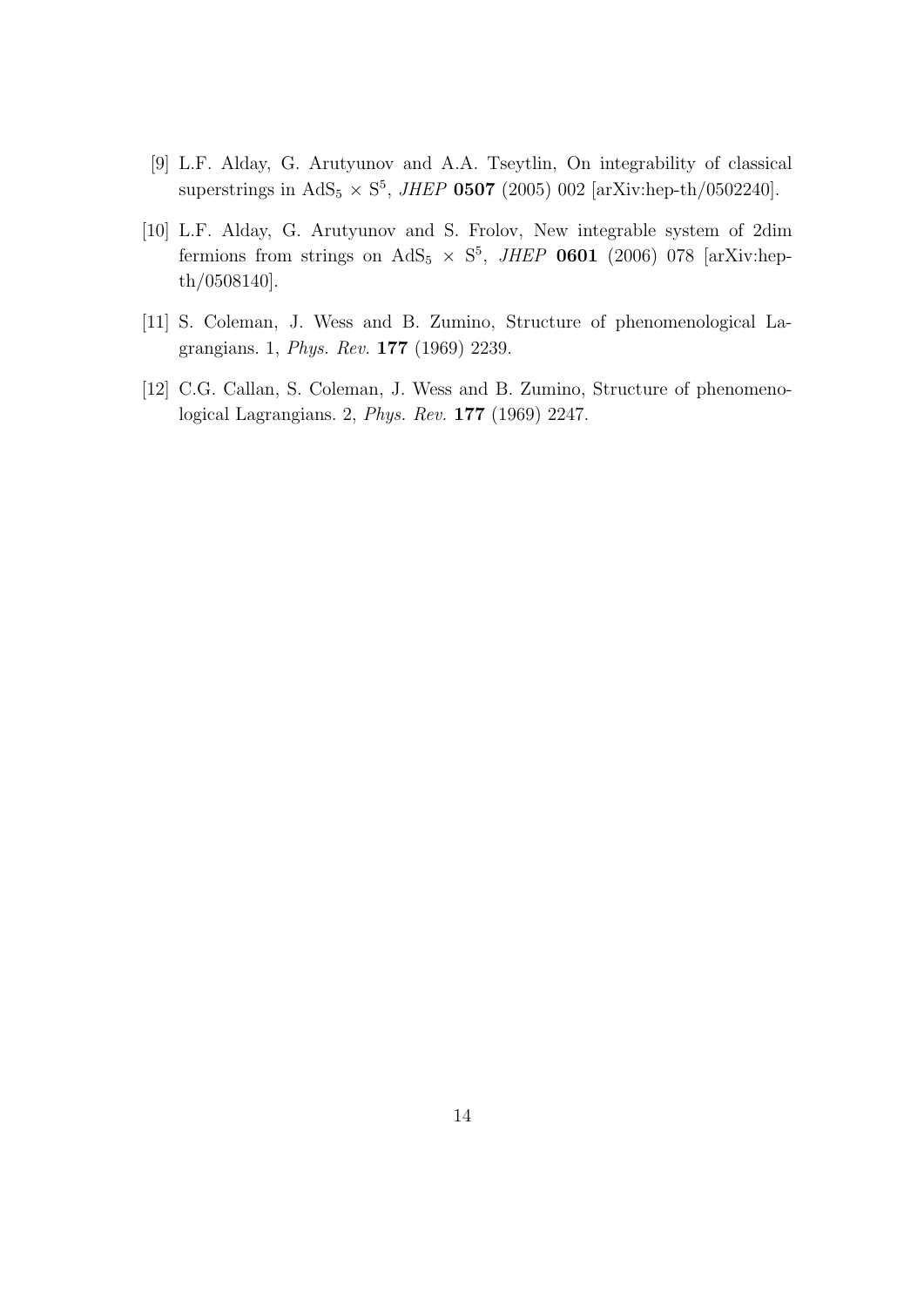[9] L.F. Alday, G. Arutyunov and A.A. Tseytlin, On integrability of classical superstrings in $AdS_5 \times S^5$, *JHEP* **0507** (2005) 002 [arXiv:hep-th/0502240].

[10] L.F. Alday, G. Arutyunov and S. Frolov, New integrable system of 2dim fermions from strings on $AdS_5 \times S^5$, *JHEP* **0601** (2006) 078 [arXiv:hep-th/0508140].

[11] S. Coleman, J. Wess and B. Zumino, Structure of phenomenological Lagrangians. 1, *Phys. Rev.* **177** (1969) 2239.

[12] C.G. Callan, S. Coleman, J. Wess and B. Zumino, Structure of phenomenological Lagrangians. 2, *Phys. Rev.* **177** (1969) 2247.